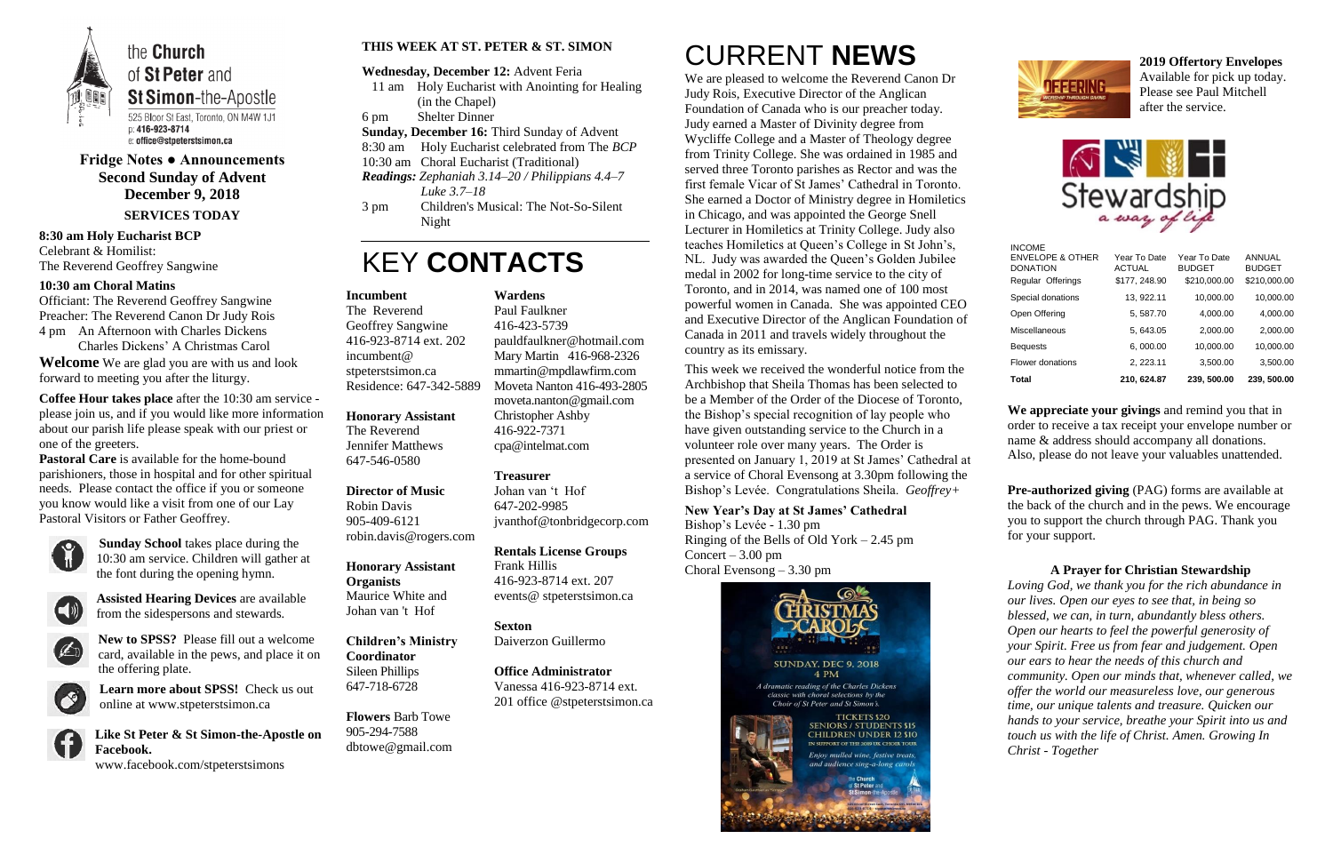# the Church of St Peter and St Simon-the-Apostle

525 Bloor St East, Toronto, ON M4W 1J1
p: 416-923-8714
e: office@stpeterstsimon.ca

**Fridge Notes ● Announcements**
**Second Sunday of Advent**
**December 9, 2018**

## SERVICES TODAY

**8:30 am Holy Eucharist BCP**
Celebrant & Homilist:
The Reverend Geoffrey Sangwine

**10:30 am Choral Matins**
Officiant: The Reverend Geoffrey Sangwine
Preacher: The Reverend Canon Dr Judy Rois
4 pm An Afternoon with Charles Dickens
Charles Dickens' A Christmas Carol

**Welcome** We are glad you are with us and look forward to meeting you after the liturgy.

**Coffee Hour takes place** after the 10:30 am service - please join us, and if you would like more information about our parish life please speak with our priest or one of the greeters.

**Pastoral Care** is available for the home-bound parishioners, those in hospital and for other spiritual needs. Please contact the office if you or someone you know would like a visit from one of our Lay Pastoral Visitors or Father Geoffrey.

**Sunday School** takes place during the 10:30 am service. Children will gather at the font during the opening hymn.

**Assisted Hearing Devices** are available from the sidespersons and stewards.

**New to SPSS?** Please fill out a welcome card, available in the pews, and place it on the offering plate.

**Learn more about SPSS!** Check us out online at www.stpeterstsimon.ca

**Like St Peter & St Simon-the-Apostle on Facebook.**
www.facebook.com/stpeterstsimons

## THIS WEEK AT ST. PETER & ST. SIMON

**Wednesday, December 12:** Advent Feria
11 am Holy Eucharist with Anointing for Healing (in the Chapel)
6 pm Shelter Dinner
**Sunday, December 16:** Third Sunday of Advent
8:30 am Holy Eucharist celebrated from The *BCP*
10:30 am Choral Eucharist (Traditional)
***Readings:*** *Zephaniah 3.14–20 / Philippians 4.4–7 Luke 3.7–18*
3 pm Children's Musical: The Not-So-Silent Night

# KEY CONTACTS

**Incumbent**
The Reverend Geoffrey Sangwine
416-923-8714 ext. 202
incumbent@ stpeterstsimon.ca
Residence: 647-342-5889

**Honorary Assistant**
The Reverend Jennifer Matthews
647-546-0580

**Director of Music**
Robin Davis
905-409-6121
robin.davis@rogers.com

**Honorary Assistant Organists**
Maurice White and Johan van 't Hof

**Children's Ministry Coordinator**
Sileen Phillips
647-718-6728

**Flowers** Barb Towe
905-294-7588
dbtowe@gmail.com

**Wardens**
Paul Faulkner
416-423-5739
pauldfaulkner@hotmail.com
Mary Martin 416-968-2326
mmartin@mpdlawfirm.com
Moveta Nanton 416-493-2805
moveta.nanton@gmail.com
Christopher Ashby
416-922-7371
cpa@intelmat.com

**Treasurer**
Johan van 't Hof
647-202-9985
jvanthof@tonbridgecorp.com

**Rentals License Groups**
Frank Hillis
416-923-8714 ext. 207
events@ stpeterstsimon.ca

**Sexton**
Daiverzon Guillermo

**Office Administrator**
Vanessa 416-923-8714 ext. 201 office @stpeterstsimon.ca

# CURRENT NEWS

We are pleased to welcome the Reverend Canon Dr Judy Rois, Executive Director of the Anglican Foundation of Canada who is our preacher today. Judy earned a Master of Divinity degree from Wycliffe College and a Master of Theology degree from Trinity College. She was ordained in 1985 and served three Toronto parishes as Rector and was the first female Vicar of St James' Cathedral in Toronto. She earned a Doctor of Ministry degree in Homiletics in Chicago, and was appointed the George Snell Lecturer in Homiletics at Trinity College. Judy also teaches Homiletics at Queen's College in St John's, NL. Judy was awarded the Queen's Golden Jubilee medal in 2002 for long-time service to the city of Toronto, and in 2014, was named one of 100 most powerful women in Canada. She was appointed CEO and Executive Director of the Anglican Foundation of Canada in 2011 and travels widely throughout the country as its emissary.

This week we received the wonderful notice from the Archbishop that Sheila Thomas has been selected to be a Member of the Order of the Diocese of Toronto, the Bishop's special recognition of lay people who have given outstanding service to the Church in a volunteer role over many years. The Order is presented on January 1, 2019 at St James' Cathedral at a service of Choral Evensong at 3.30pm following the Bishop's Levée. Congratulations Sheila. *Geoffrey+*

**New Year's Day at St James' Cathedral**
Bishop's Levée - 1.30 pm
Ringing of the Bells of Old York – 2.45 pm
Concert – 3.00 pm
Choral Evensong – 3.30 pm

A Christmas Carol
SUNDAY, DEC 9, 2018
4 PM
A dramatic reading of the Charles Dickens classic with choral selections by the Choir of St Peter and St Simon's.
TICKETS $20
SENIORS / STUDENTS $15
CHILDREN UNDER 12 $10
IN SUPPORT OF THE 2019 UK CHOIR TOUR
Enjoy mulled wine, festive treats, and audience sing-a-long carols

**2019 Offertory Envelopes**
Available for pick up today. Please see Paul Mitchell after the service.

Stewardship a way of life

| INCOME ENVELOPE & OTHER DONATION | Year To Date ACTUAL | Year To Date BUDGET | ANNUAL BUDGET |
|---|---|---|---|
| Regular Offerings | $177, 248.90 | $210,000.00 | $210,000.00 |
| Special donations | 13, 922.11 | 10,000.00 | 10,000.00 |
| Open Offering | 5, 587.70 | 4,000.00 | 4,000.00 |
| Miscellaneous | 5, 643.05 | 2,000.00 | 2,000.00 |
| Bequests | 6, 000.00 | 10,000.00 | 10,000.00 |
| Flower donations | 2, 223.11 | 3,500.00 | 3,500.00 |
| **Total** | **210, 624.87** | **239, 500.00** | **239, 500.00** |

**We appreciate your givings** and remind you that in order to receive a tax receipt your envelope number or name & address should accompany all donations. Also, please do not leave your valuables unattended.

**Pre-authorized giving** (PAG) forms are available at the back of the church and in the pews. We encourage you to support the church through PAG. Thank you for your support.

### A Prayer for Christian Stewardship

*Loving God, we thank you for the rich abundance in our lives. Open our eyes to see that, in being so blessed, we can, in turn, abundantly bless others. Open our hearts to feel the powerful generosity of your Spirit. Free us from fear and judgement. Open our ears to hear the needs of this church and community. Open our minds that, whenever called, we offer the world our measureless love, our generous time, our unique talents and treasure. Quicken our hands to your service, breathe your Spirit into us and touch us with the life of Christ. Amen. Growing In Christ - Together*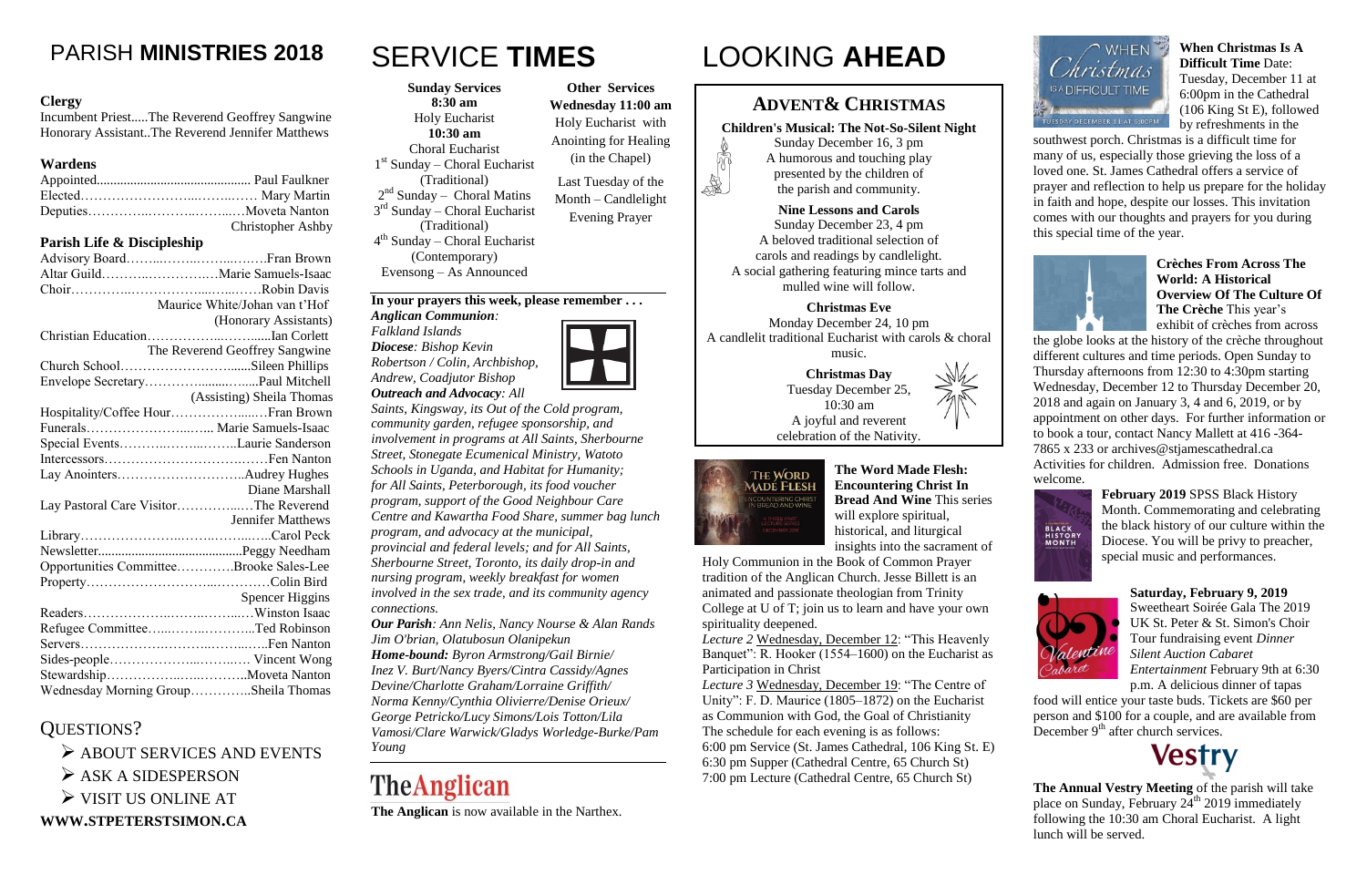# PARISH **MINISTRIES 2018**

### Clergy

Incumbent Priest.....The Reverend Geoffrey Sangwine
Honorary Assistant..The Reverend Jennifer Matthews

### Wardens

Appointed.............................................. Paul Faulkner
Elected……………………...……..…… Mary Martin
Deputies…………..………..……..….Moveta Nanton
Christopher Ashby

### Parish Life & Discipleship

Advisory Board……...……..……...…….Fran Brown
Altar Guild………..…….………Marie Samuels-Isaac
Choir…………..……………..…...……Robin Davis
Maurice White/Johan van t'Hof
(Honorary Assistants)
Christian Education……………...……......Ian Corlett
The Reverend Geoffrey Sangwine
Church School……………………......Sileen Phillips
Envelope Secretary……….........….....Paul Mitchell
(Assisting) Sheila Thomas
Hospitality/Coffee Hour……………...….Fran Brown
Funerals…………………...…... Marie Samuels-Isaac
Special Events………..……...……..Laurie Sanderson
Intercessors………………………….……Fen Nanton
Lay Anointers………………………..Audrey Hughes
Diane Marshall
Lay Pastoral Care Visitor………….…The Reverend
Jennifer Matthews
Library……………………..……..……..…..Carol Peck
Newsletter.........................................Peggy Needham
Opportunities Committee………….Brooke Sales-Lee
Property………………………...…………Colin Bird
Spencer Higgins
Readers………………..……..…………Winston Isaac
Refugee Committee…..……..………..Ted Robinson
Servers…………………………..…...…..Fen Nanton
Sides-people……………….....……..… Vincent Wong
Stewardship……………..……………..Moveta Nanton
Wednesday Morning Group…………..Sheila Thomas

## QUESTIONS?

- ABOUT SERVICES AND EVENTS
- ASK A SIDESPERSON
- VISIT US ONLINE AT

**WWW.STPETERSTSIMON.CA**

# SERVICE **TIMES**

**Sunday Services**
**8:30 am**
Holy Eucharist
**10:30 am**
Choral Eucharist
1st Sunday – Choral Eucharist (Traditional)
2nd Sunday – Choral Matins
3rd Sunday – Choral Eucharist (Traditional)
4th Sunday – Choral Eucharist (Contemporary)
Evensong – As Announced

**Other Services**
**Wednesday 11:00 am**
Holy Eucharist with Anointing for Healing (in the Chapel)

Last Tuesday of the Month – Candlelight Evening Prayer

**In your prayers this week, please remember . . .**

***Anglican Communion****:*
*Falkland Islands*
***Diocese****: Bishop Kevin Robertson / Colin, Archbishop, Andrew, Coadjutor Bishop*
***Outreach and Advocacy****: All Saints, Kingsway, its Out of the Cold program, community garden, refugee sponsorship, and involvement in programs at All Saints, Sherbourne Street, Stonegate Ecumenical Ministry, Watoto Schools in Uganda, and Habitat for Humanity; for All Saints, Peterborough, its food voucher program, support of the Good Neighbour Care Centre and Kawartha Food Share, summer bag lunch program, and advocacy at the municipal, provincial and federal levels; and for All Saints, Sherbourne Street, Toronto, its daily drop-in and nursing program, weekly breakfast for women involved in the sex trade, and its community agency connections.*
***Our Parish****: Ann Nelis, Nancy Nourse & Alan Rands Jim O'brian, Olatubosun Olanipekun*
***Home-bound:*** *Byron Armstrong/Gail Birnie/ Inez V. Burt/Nancy Byers/Cintra Cassidy/Agnes Devine/Charlotte Graham/Lorraine Griffith/ Norma Kenny/Cynthia Olivierre/Denise Orieux/ George Petricko/Lucy Simons/Lois Totton/Lila Vamosi/Clare Warwick/Gladys Worledge-Burke/Pam Young*

**TheAnglican**

**The Anglican** is now available in the Narthex.

# LOOKING **AHEAD**

## ADVENT& CHRISTMAS

**Children's Musical: The Not-So-Silent Night**
Sunday December 16, 3 pm
A humorous and touching play presented by the children of the parish and community.

**Nine Lessons and Carols**
Sunday December 23, 4 pm
A beloved traditional selection of carols and readings by candlelight.
A social gathering featuring mince tarts and mulled wine will follow.

**Christmas Eve**
Monday December 24, 10 pm
A candlelit traditional Eucharist with carols & choral music.

**Christmas Day**
Tuesday December 25, 10:30 am
A joyful and reverent celebration of the Nativity.

**The Word Made Flesh: Encountering Christ In Bread And Wine** This series will explore spiritual, historical, and liturgical insights into the sacrament of Holy Communion in the Book of Common Prayer tradition of the Anglican Church. Jesse Billett is an animated and passionate theologian from Trinity College at U of T; join us to learn and have your own spirituality deepened.

*Lecture 2* Wednesday, December 12: "This Heavenly Banquet": R. Hooker (1554–1600) on the Eucharist as Participation in Christ

*Lecture 3* Wednesday, December 19: "The Centre of Unity": F. D. Maurice (1805–1872) on the Eucharist as Communion with God, the Goal of Christianity

The schedule for each evening is as follows:
6:00 pm Service (St. James Cathedral, 106 King St. E)
6:30 pm Supper (Cathedral Centre, 65 Church St)
7:00 pm Lecture (Cathedral Centre, 65 Church St)

**When Christmas Is A Difficult Time** Date: Tuesday, December 11 at 6:00pm in the Cathedral (106 King St E), followed by refreshments in the southwest porch. Christmas is a difficult time for many of us, especially those grieving the loss of a loved one. St. James Cathedral offers a service of prayer and reflection to help us prepare for the holiday in faith and hope, despite our losses. This invitation comes with our thoughts and prayers for you during this special time of the year.

**Crèches From Across The World: A Historical Overview Of The Culture Of The Crèche** This year's exhibit of crèches from across the globe looks at the history of the crèche throughout different cultures and time periods. Open Sunday to Thursday afternoons from 12:30 to 4:30pm starting Wednesday, December 12 to Thursday December 20, 2018 and again on January 3, 4 and 6, 2019, or by appointment on other days. For further information or to book a tour, contact Nancy Mallett at 416 -364-7865 x 233 or archives@stjamescathedral.ca Activities for children. Admission free. Donations welcome.

**February 2019** SPSS Black History Month. Commemorating and celebrating the black history of our culture within the Diocese. You will be privy to preacher, special music and performances.

**Saturday, February 9, 2019** Sweetheart Soirée Gala The 2019 UK St. Peter & St. Simon's Choir Tour fundraising event *Dinner Silent Auction Cabaret Entertainment* February 9th at 6:30 p.m. A delicious dinner of tapas food will entice your taste buds. Tickets are $60 per person and $100 for a couple, and are available from December 9th after church services.

**Vestry**

**The Annual Vestry Meeting** of the parish will take place on Sunday, February 24th 2019 immediately following the 10:30 am Choral Eucharist. A light lunch will be served.